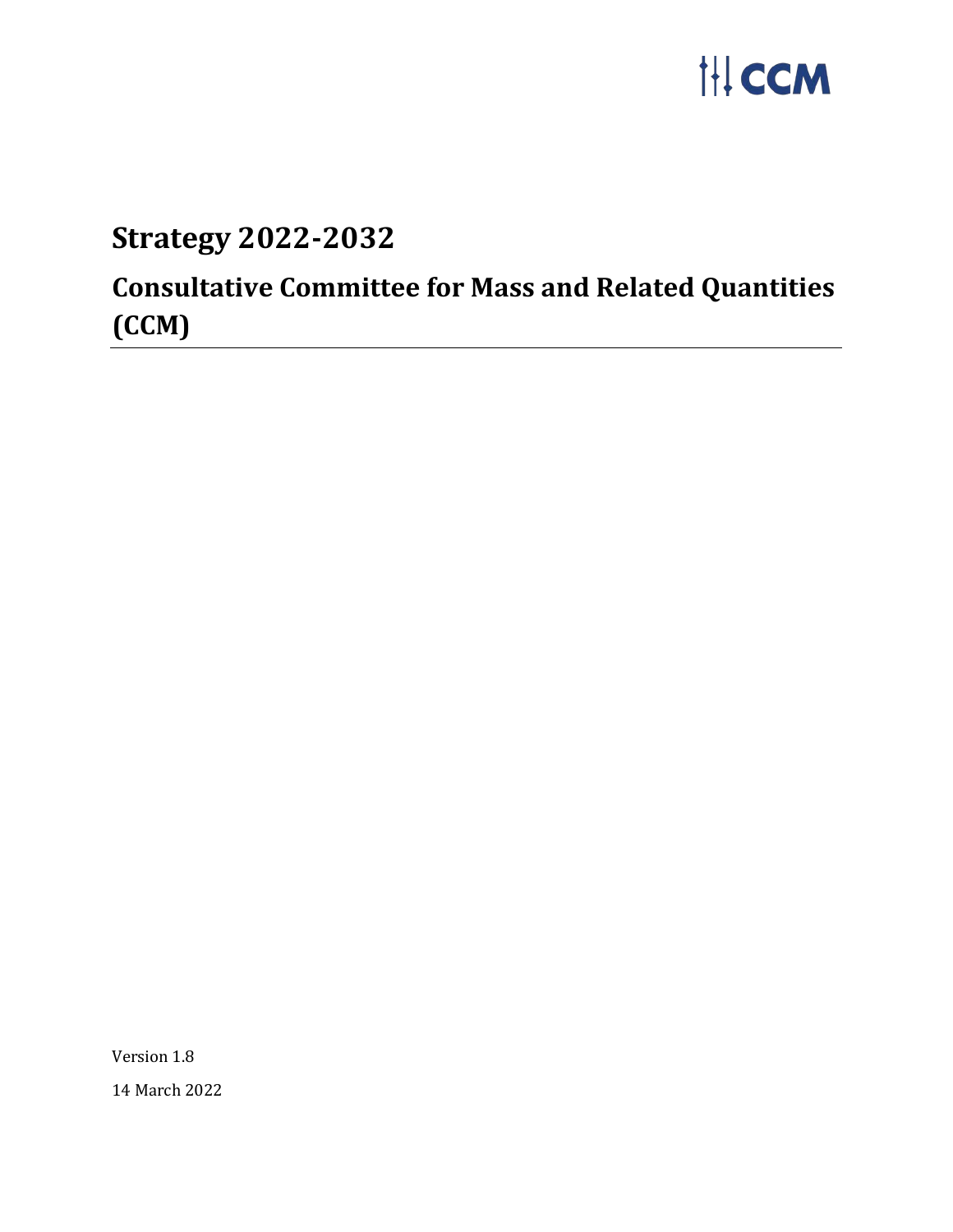CCM

# Strategy 2022-2032

## Consultative Committee for Mass and Related Quantities (CCM)

Version 1.8

14 March 2022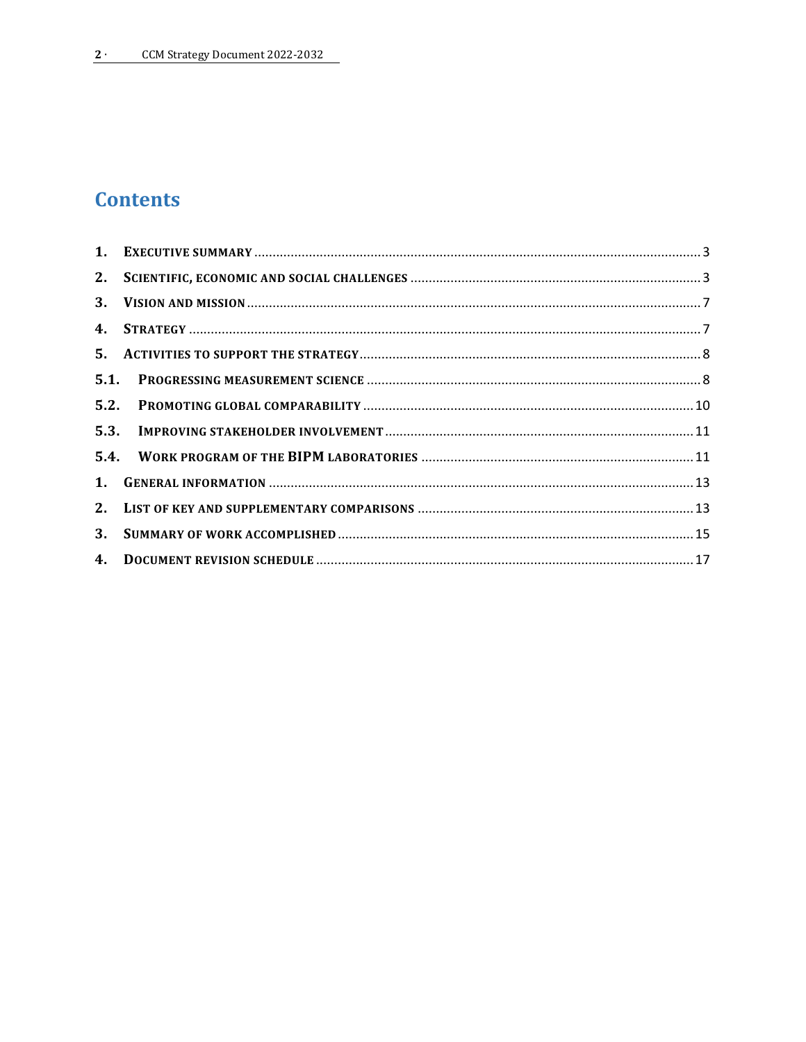# Contents

1. **Executive summary** ........ 3
2. **Scientific, economic and social challenges** ........ 3
3. **Vision and mission** ........ 7
4. **Strategy** ........ 7
5. **Activities to support the strategy** ........ 8

5.1. **Progressing measurement science** ........ 8

5.2. **Promoting global comparability** ........ 10

5.3. **Improving stakeholder involvement** ........ 11

5.4. **Work program of the BIPM laboratories** ........ 11

1. **General information** ........ 13
2. **List of key and supplementary comparisons** ........ 13
3. **Summary of work accomplished** ........ 15
4. **Document revision schedule** ........ 17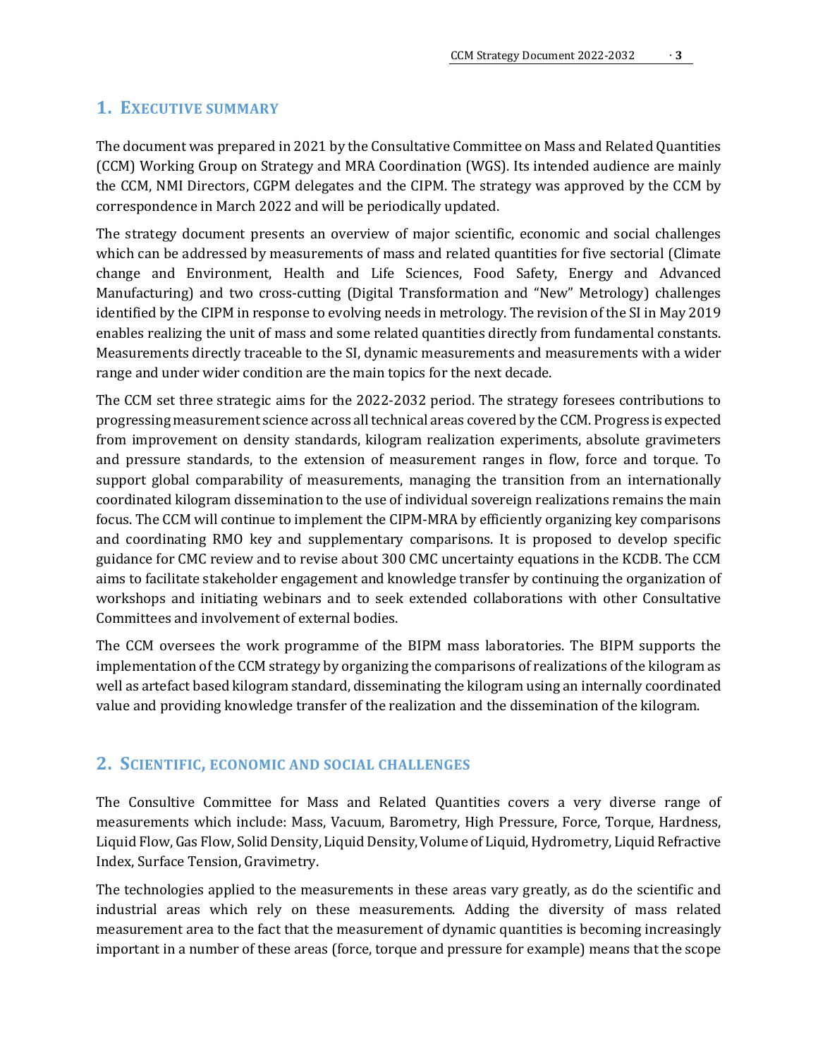## 1. EXECUTIVE SUMMARY

The document was prepared in 2021 by the Consultative Committee on Mass and Related Quantities (CCM) Working Group on Strategy and MRA Coordination (WGS). Its intended audience are mainly the CCM, NMI Directors, CGPM delegates and the CIPM. The strategy was approved by the CCM by correspondence in March 2022 and will be periodically updated.

The strategy document presents an overview of major scientific, economic and social challenges which can be addressed by measurements of mass and related quantities for five sectorial (Climate change and Environment, Health and Life Sciences, Food Safety, Energy and Advanced Manufacturing) and two cross-cutting (Digital Transformation and "New" Metrology) challenges identified by the CIPM in response to evolving needs in metrology. The revision of the SI in May 2019 enables realizing the unit of mass and some related quantities directly from fundamental constants. Measurements directly traceable to the SI, dynamic measurements and measurements with a wider range and under wider condition are the main topics for the next decade.

The CCM set three strategic aims for the 2022-2032 period. The strategy foresees contributions to progressing measurement science across all technical areas covered by the CCM. Progress is expected from improvement on density standards, kilogram realization experiments, absolute gravimeters and pressure standards, to the extension of measurement ranges in flow, force and torque. To support global comparability of measurements, managing the transition from an internationally coordinated kilogram dissemination to the use of individual sovereign realizations remains the main focus. The CCM will continue to implement the CIPM-MRA by efficiently organizing key comparisons and coordinating RMO key and supplementary comparisons. It is proposed to develop specific guidance for CMC review and to revise about 300 CMC uncertainty equations in the KCDB. The CCM aims to facilitate stakeholder engagement and knowledge transfer by continuing the organization of workshops and initiating webinars and to seek extended collaborations with other Consultative Committees and involvement of external bodies.

The CCM oversees the work programme of the BIPM mass laboratories. The BIPM supports the implementation of the CCM strategy by organizing the comparisons of realizations of the kilogram as well as artefact based kilogram standard, disseminating the kilogram using an internally coordinated value and providing knowledge transfer of the realization and the dissemination of the kilogram.

## 2. SCIENTIFIC, ECONOMIC AND SOCIAL CHALLENGES

The Consultive Committee for Mass and Related Quantities covers a very diverse range of measurements which include: Mass, Vacuum, Barometry, High Pressure, Force, Torque, Hardness, Liquid Flow, Gas Flow, Solid Density, Liquid Density, Volume of Liquid, Hydrometry, Liquid Refractive Index, Surface Tension, Gravimetry.

The technologies applied to the measurements in these areas vary greatly, as do the scientific and industrial areas which rely on these measurements. Adding the diversity of mass related measurement area to the fact that the measurement of dynamic quantities is becoming increasingly important in a number of these areas (force, torque and pressure for example) means that the scope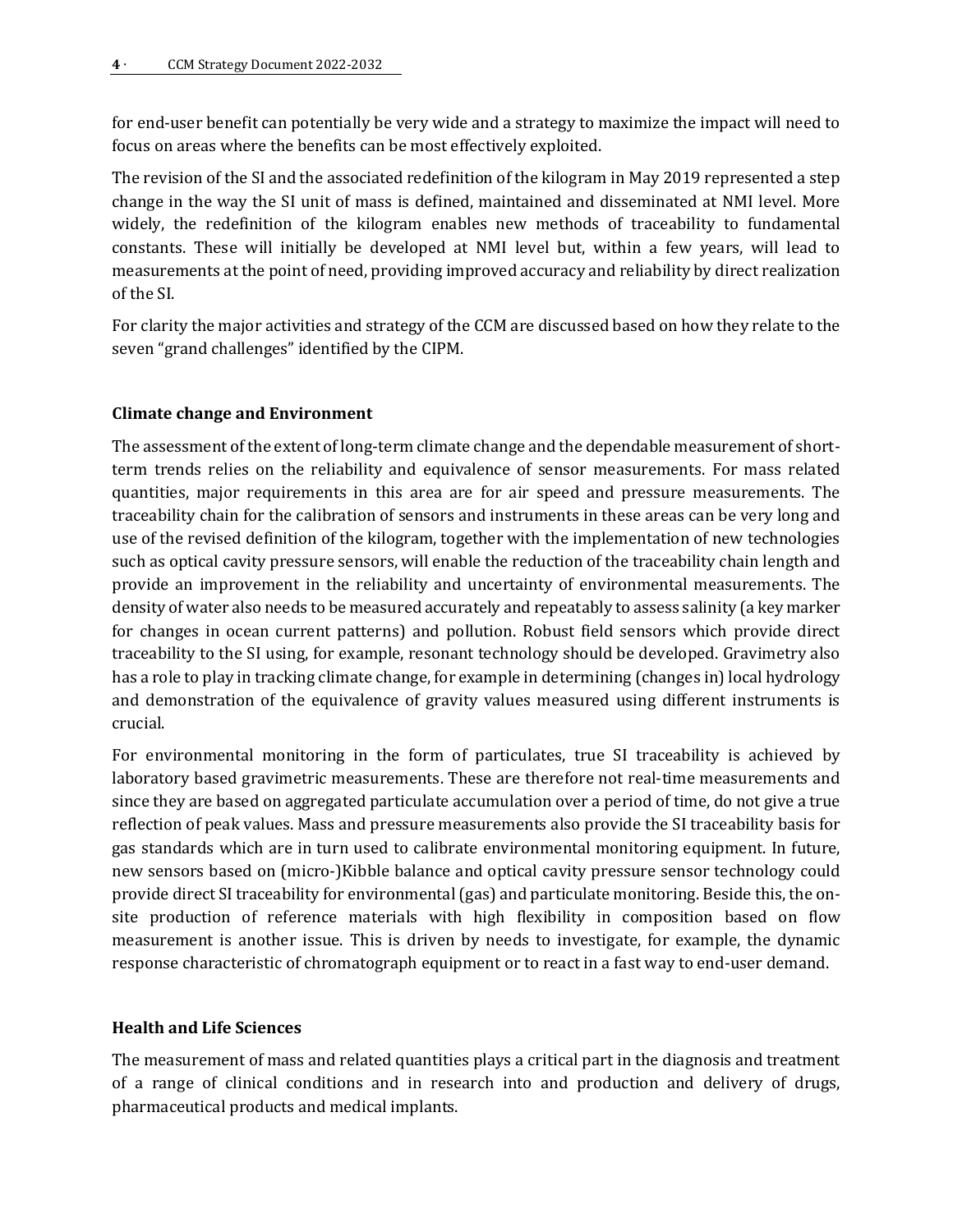for end-user benefit can potentially be very wide and a strategy to maximize the impact will need to focus on areas where the benefits can be most effectively exploited.

The revision of the SI and the associated redefinition of the kilogram in May 2019 represented a step change in the way the SI unit of mass is defined, maintained and disseminated at NMI level. More widely, the redefinition of the kilogram enables new methods of traceability to fundamental constants. These will initially be developed at NMI level but, within a few years, will lead to measurements at the point of need, providing improved accuracy and reliability by direct realization of the SI.

For clarity the major activities and strategy of the CCM are discussed based on how they relate to the seven "grand challenges" identified by the CIPM.

**Climate change and Environment**

The assessment of the extent of long-term climate change and the dependable measurement of short-term trends relies on the reliability and equivalence of sensor measurements. For mass related quantities, major requirements in this area are for air speed and pressure measurements. The traceability chain for the calibration of sensors and instruments in these areas can be very long and use of the revised definition of the kilogram, together with the implementation of new technologies such as optical cavity pressure sensors, will enable the reduction of the traceability chain length and provide an improvement in the reliability and uncertainty of environmental measurements. The density of water also needs to be measured accurately and repeatably to assess salinity (a key marker for changes in ocean current patterns) and pollution. Robust field sensors which provide direct traceability to the SI using, for example, resonant technology should be developed. Gravimetry also has a role to play in tracking climate change, for example in determining (changes in) local hydrology and demonstration of the equivalence of gravity values measured using different instruments is crucial.

For environmental monitoring in the form of particulates, true SI traceability is achieved by laboratory based gravimetric measurements. These are therefore not real-time measurements and since they are based on aggregated particulate accumulation over a period of time, do not give a true reflection of peak values. Mass and pressure measurements also provide the SI traceability basis for gas standards which are in turn used to calibrate environmental monitoring equipment. In future, new sensors based on (micro-)Kibble balance and optical cavity pressure sensor technology could provide direct SI traceability for environmental (gas) and particulate monitoring. Beside this, the on-site production of reference materials with high flexibility in composition based on flow measurement is another issue. This is driven by needs to investigate, for example, the dynamic response characteristic of chromatograph equipment or to react in a fast way to end-user demand.

**Health and Life Sciences**

The measurement of mass and related quantities plays a critical part in the diagnosis and treatment of a range of clinical conditions and in research into and production and delivery of drugs, pharmaceutical products and medical implants.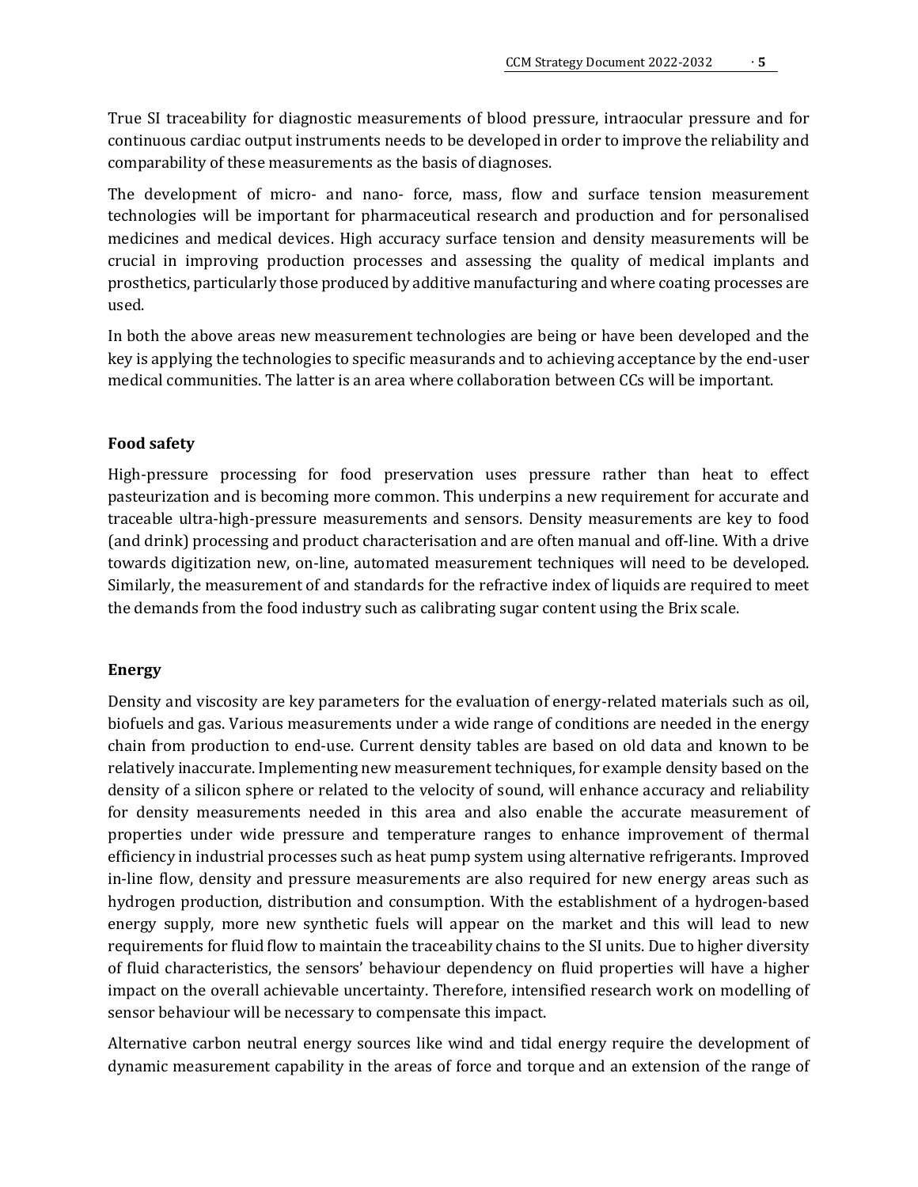True SI traceability for diagnostic measurements of blood pressure, intraocular pressure and for continuous cardiac output instruments needs to be developed in order to improve the reliability and comparability of these measurements as the basis of diagnoses.

The development of micro- and nano- force, mass, flow and surface tension measurement technologies will be important for pharmaceutical research and production and for personalised medicines and medical devices. High accuracy surface tension and density measurements will be crucial in improving production processes and assessing the quality of medical implants and prosthetics, particularly those produced by additive manufacturing and where coating processes are used.

In both the above areas new measurement technologies are being or have been developed and the key is applying the technologies to specific measurands and to achieving acceptance by the end-user medical communities. The latter is an area where collaboration between CCs will be important.

**Food safety**

High-pressure processing for food preservation uses pressure rather than heat to effect pasteurization and is becoming more common. This underpins a new requirement for accurate and traceable ultra-high-pressure measurements and sensors. Density measurements are key to food (and drink) processing and product characterisation and are often manual and off-line. With a drive towards digitization new, on-line, automated measurement techniques will need to be developed. Similarly, the measurement of and standards for the refractive index of liquids are required to meet the demands from the food industry such as calibrating sugar content using the Brix scale.

**Energy**

Density and viscosity are key parameters for the evaluation of energy-related materials such as oil, biofuels and gas. Various measurements under a wide range of conditions are needed in the energy chain from production to end-use. Current density tables are based on old data and known to be relatively inaccurate. Implementing new measurement techniques, for example density based on the density of a silicon sphere or related to the velocity of sound, will enhance accuracy and reliability for density measurements needed in this area and also enable the accurate measurement of properties under wide pressure and temperature ranges to enhance improvement of thermal efficiency in industrial processes such as heat pump system using alternative refrigerants. Improved in-line flow, density and pressure measurements are also required for new energy areas such as hydrogen production, distribution and consumption. With the establishment of a hydrogen-based energy supply, more new synthetic fuels will appear on the market and this will lead to new requirements for fluid flow to maintain the traceability chains to the SI units. Due to higher diversity of fluid characteristics, the sensors' behaviour dependency on fluid properties will have a higher impact on the overall achievable uncertainty. Therefore, intensified research work on modelling of sensor behaviour will be necessary to compensate this impact.

Alternative carbon neutral energy sources like wind and tidal energy require the development of dynamic measurement capability in the areas of force and torque and an extension of the range of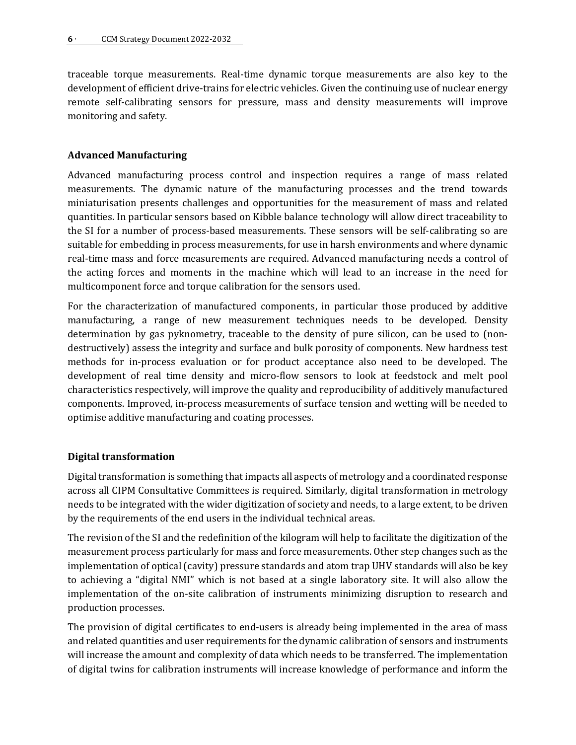traceable torque measurements. Real-time dynamic torque measurements are also key to the development of efficient drive-trains for electric vehicles. Given the continuing use of nuclear energy remote self-calibrating sensors for pressure, mass and density measurements will improve monitoring and safety.

### Advanced Manufacturing

Advanced manufacturing process control and inspection requires a range of mass related measurements. The dynamic nature of the manufacturing processes and the trend towards miniaturisation presents challenges and opportunities for the measurement of mass and related quantities. In particular sensors based on Kibble balance technology will allow direct traceability to the SI for a number of process-based measurements. These sensors will be self-calibrating so are suitable for embedding in process measurements, for use in harsh environments and where dynamic real-time mass and force measurements are required. Advanced manufacturing needs a control of the acting forces and moments in the machine which will lead to an increase in the need for multicomponent force and torque calibration for the sensors used.

For the characterization of manufactured components, in particular those produced by additive manufacturing, a range of new measurement techniques needs to be developed. Density determination by gas pyknometry, traceable to the density of pure silicon, can be used to (non-destructively) assess the integrity and surface and bulk porosity of components. New hardness test methods for in-process evaluation or for product acceptance also need to be developed. The development of real time density and micro-flow sensors to look at feedstock and melt pool characteristics respectively, will improve the quality and reproducibility of additively manufactured components. Improved, in-process measurements of surface tension and wetting will be needed to optimise additive manufacturing and coating processes.

### Digital transformation

Digital transformation is something that impacts all aspects of metrology and a coordinated response across all CIPM Consultative Committees is required. Similarly, digital transformation in metrology needs to be integrated with the wider digitization of society and needs, to a large extent, to be driven by the requirements of the end users in the individual technical areas.

The revision of the SI and the redefinition of the kilogram will help to facilitate the digitization of the measurement process particularly for mass and force measurements. Other step changes such as the implementation of optical (cavity) pressure standards and atom trap UHV standards will also be key to achieving a "digital NMI" which is not based at a single laboratory site. It will also allow the implementation of the on-site calibration of instruments minimizing disruption to research and production processes.

The provision of digital certificates to end-users is already being implemented in the area of mass and related quantities and user requirements for the dynamic calibration of sensors and instruments will increase the amount and complexity of data which needs to be transferred. The implementation of digital twins for calibration instruments will increase knowledge of performance and inform the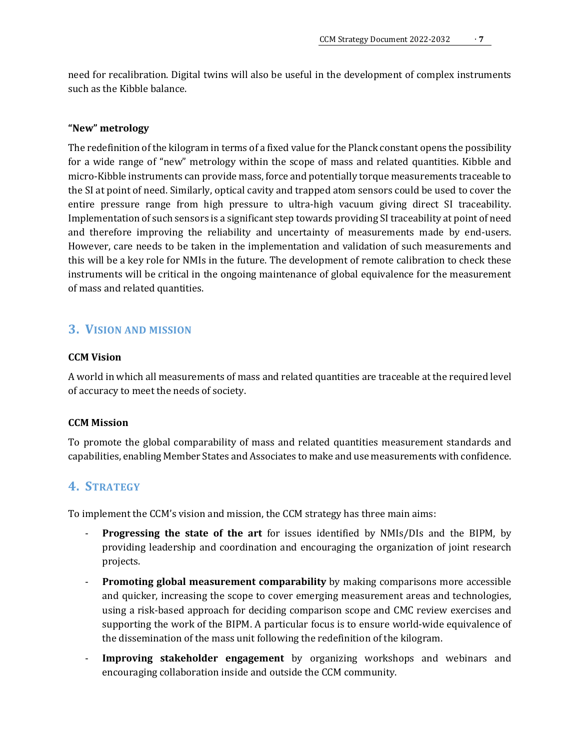need for recalibration. Digital twins will also be useful in the development of complex instruments such as the Kibble balance.

**"New" metrology**

The redefinition of the kilogram in terms of a fixed value for the Planck constant opens the possibility for a wide range of "new" metrology within the scope of mass and related quantities. Kibble and micro-Kibble instruments can provide mass, force and potentially torque measurements traceable to the SI at point of need. Similarly, optical cavity and trapped atom sensors could be used to cover the entire pressure range from high pressure to ultra-high vacuum giving direct SI traceability. Implementation of such sensors is a significant step towards providing SI traceability at point of need and therefore improving the reliability and uncertainty of measurements made by end-users. However, care needs to be taken in the implementation and validation of such measurements and this will be a key role for NMIs in the future. The development of remote calibration to check these instruments will be critical in the ongoing maintenance of global equivalence for the measurement of mass and related quantities.

## 3. Vision and mission

**CCM Vision**

A world in which all measurements of mass and related quantities are traceable at the required level of accuracy to meet the needs of society.

**CCM Mission**

To promote the global comparability of mass and related quantities measurement standards and capabilities, enabling Member States and Associates to make and use measurements with confidence.

## 4. Strategy

To implement the CCM's vision and mission, the CCM strategy has three main aims:

- **Progressing the state of the art** for issues identified by NMIs/DIs and the BIPM, by providing leadership and coordination and encouraging the organization of joint research projects.
- **Promoting global measurement comparability** by making comparisons more accessible and quicker, increasing the scope to cover emerging measurement areas and technologies, using a risk-based approach for deciding comparison scope and CMC review exercises and supporting the work of the BIPM. A particular focus is to ensure world-wide equivalence of the dissemination of the mass unit following the redefinition of the kilogram.
- **Improving stakeholder engagement** by organizing workshops and webinars and encouraging collaboration inside and outside the CCM community.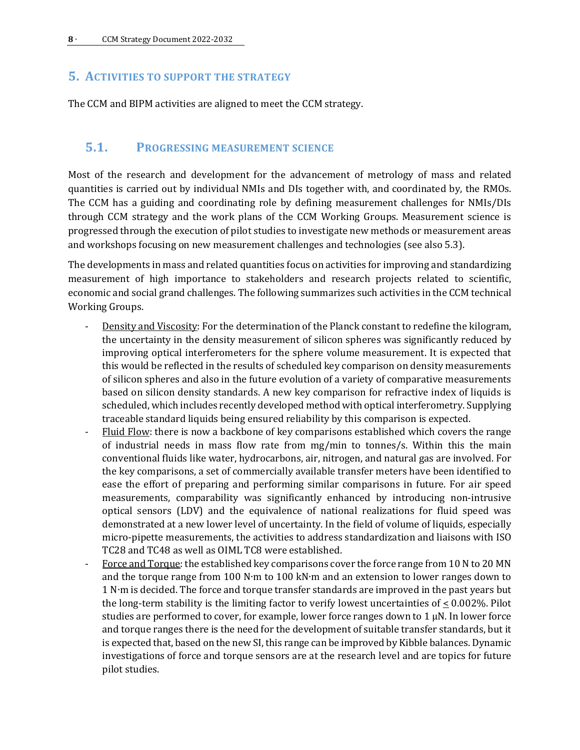## 5. Activities to support the strategy

The CCM and BIPM activities are aligned to meet the CCM strategy.

### 5.1. Progressing measurement science

Most of the research and development for the advancement of metrology of mass and related quantities is carried out by individual NMIs and DIs together with, and coordinated by, the RMOs. The CCM has a guiding and coordinating role by defining measurement challenges for NMIs/DIs through CCM strategy and the work plans of the CCM Working Groups. Measurement science is progressed through the execution of pilot studies to investigate new methods or measurement areas and workshops focusing on new measurement challenges and technologies (see also 5.3).

The developments in mass and related quantities focus on activities for improving and standardizing measurement of high importance to stakeholders and research projects related to scientific, economic and social grand challenges. The following summarizes such activities in the CCM technical Working Groups.

- Density and Viscosity: For the determination of the Planck constant to redefine the kilogram, the uncertainty in the density measurement of silicon spheres was significantly reduced by improving optical interferometers for the sphere volume measurement. It is expected that this would be reflected in the results of scheduled key comparison on density measurements of silicon spheres and also in the future evolution of a variety of comparative measurements based on silicon density standards. A new key comparison for refractive index of liquids is scheduled, which includes recently developed method with optical interferometry. Supplying traceable standard liquids being ensured reliability by this comparison is expected.
- Fluid Flow: there is now a backbone of key comparisons established which covers the range of industrial needs in mass flow rate from mg/min to tonnes/s. Within this the main conventional fluids like water, hydrocarbons, air, nitrogen, and natural gas are involved. For the key comparisons, a set of commercially available transfer meters have been identified to ease the effort of preparing and performing similar comparisons in future. For air speed measurements, comparability was significantly enhanced by introducing non-intrusive optical sensors (LDV) and the equivalence of national realizations for fluid speed was demonstrated at a new lower level of uncertainty. In the field of volume of liquids, especially micro-pipette measurements, the activities to address standardization and liaisons with ISO TC28 and TC48 as well as OIML TC8 were established.
- Force and Torque: the established key comparisons cover the force range from 10 N to 20 MN and the torque range from 100 N·m to 100 kN·m and an extension to lower ranges down to 1 N·m is decided. The force and torque transfer standards are improved in the past years but the long-term stability is the limiting factor to verify lowest uncertainties of $\leq$ 0.002%. Pilot studies are performed to cover, for example, lower force ranges down to 1 µN. In lower force and torque ranges there is the need for the development of suitable transfer standards, but it is expected that, based on the new SI, this range can be improved by Kibble balances. Dynamic investigations of force and torque sensors are at the research level and are topics for future pilot studies.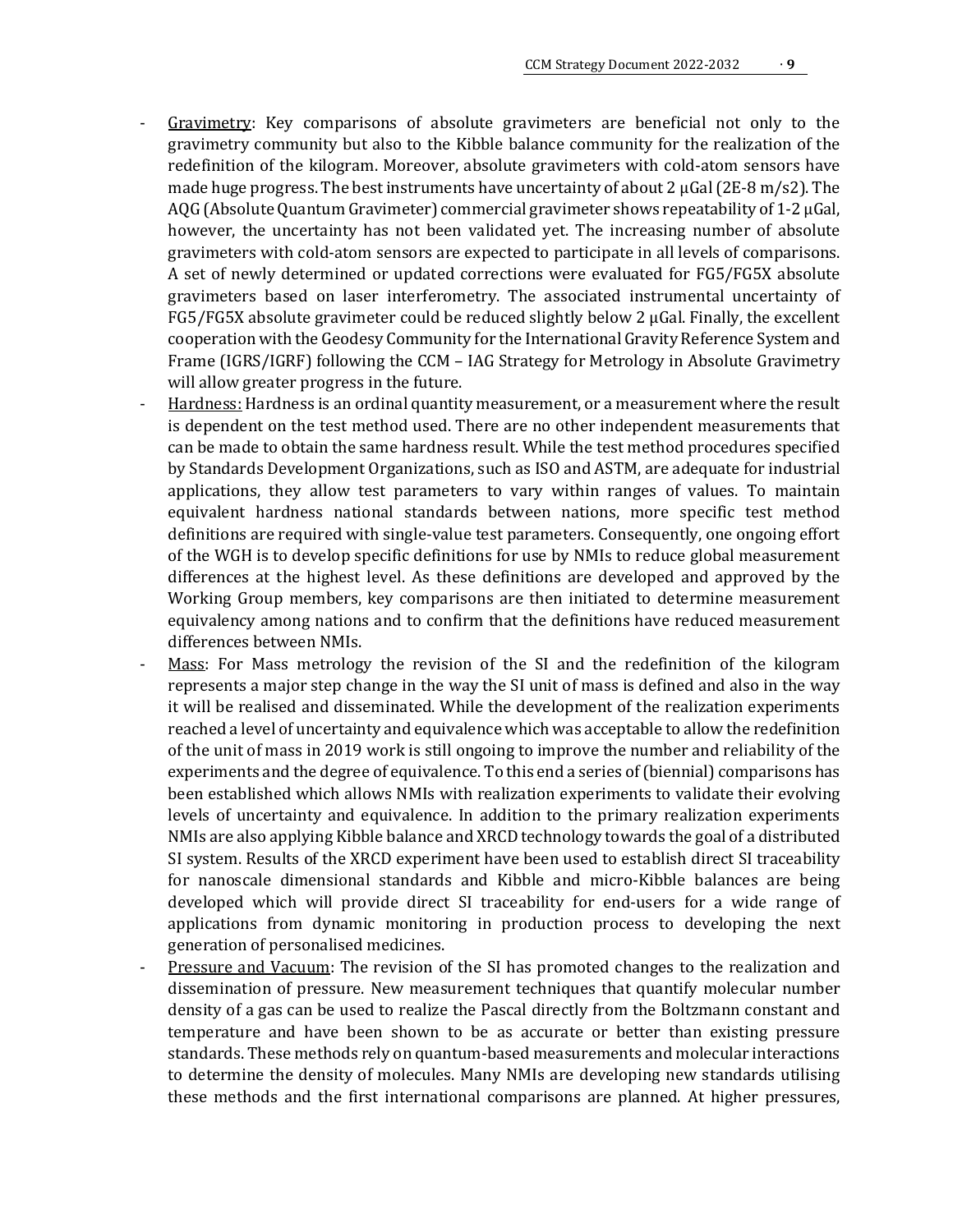- Gravimetry: Key comparisons of absolute gravimeters are beneficial not only to the gravimetry community but also to the Kibble balance community for the realization of the redefinition of the kilogram. Moreover, absolute gravimeters with cold-atom sensors have made huge progress. The best instruments have uncertainty of about 2 µGal (2E-8 m/s2). The AQG (Absolute Quantum Gravimeter) commercial gravimeter shows repeatability of 1-2 µGal, however, the uncertainty has not been validated yet. The increasing number of absolute gravimeters with cold-atom sensors are expected to participate in all levels of comparisons. A set of newly determined or updated corrections were evaluated for FG5/FG5X absolute gravimeters based on laser interferometry. The associated instrumental uncertainty of FG5/FG5X absolute gravimeter could be reduced slightly below 2 µGal. Finally, the excellent cooperation with the Geodesy Community for the International Gravity Reference System and Frame (IGRS/IGRF) following the CCM – IAG Strategy for Metrology in Absolute Gravimetry will allow greater progress in the future.
- Hardness: Hardness is an ordinal quantity measurement, or a measurement where the result is dependent on the test method used. There are no other independent measurements that can be made to obtain the same hardness result. While the test method procedures specified by Standards Development Organizations, such as ISO and ASTM, are adequate for industrial applications, they allow test parameters to vary within ranges of values. To maintain equivalent hardness national standards between nations, more specific test method definitions are required with single-value test parameters. Consequently, one ongoing effort of the WGH is to develop specific definitions for use by NMIs to reduce global measurement differences at the highest level. As these definitions are developed and approved by the Working Group members, key comparisons are then initiated to determine measurement equivalency among nations and to confirm that the definitions have reduced measurement differences between NMIs.
- Mass: For Mass metrology the revision of the SI and the redefinition of the kilogram represents a major step change in the way the SI unit of mass is defined and also in the way it will be realised and disseminated. While the development of the realization experiments reached a level of uncertainty and equivalence which was acceptable to allow the redefinition of the unit of mass in 2019 work is still ongoing to improve the number and reliability of the experiments and the degree of equivalence. To this end a series of (biennial) comparisons has been established which allows NMIs with realization experiments to validate their evolving levels of uncertainty and equivalence. In addition to the primary realization experiments NMIs are also applying Kibble balance and XRCD technology towards the goal of a distributed SI system. Results of the XRCD experiment have been used to establish direct SI traceability for nanoscale dimensional standards and Kibble and micro-Kibble balances are being developed which will provide direct SI traceability for end-users for a wide range of applications from dynamic monitoring in production process to developing the next generation of personalised medicines.
- Pressure and Vacuum: The revision of the SI has promoted changes to the realization and dissemination of pressure. New measurement techniques that quantify molecular number density of a gas can be used to realize the Pascal directly from the Boltzmann constant and temperature and have been shown to be as accurate or better than existing pressure standards. These methods rely on quantum-based measurements and molecular interactions to determine the density of molecules. Many NMIs are developing new standards utilising these methods and the first international comparisons are planned. At higher pressures,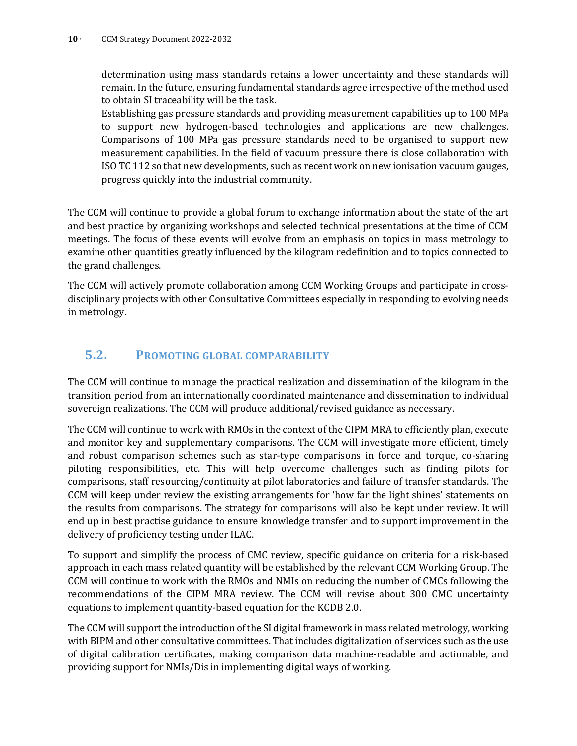determination using mass standards retains a lower uncertainty and these standards will remain. In the future, ensuring fundamental standards agree irrespective of the method used to obtain SI traceability will be the task.

Establishing gas pressure standards and providing measurement capabilities up to 100 MPa to support new hydrogen-based technologies and applications are new challenges. Comparisons of 100 MPa gas pressure standards need to be organised to support new measurement capabilities. In the field of vacuum pressure there is close collaboration with ISO TC 112 so that new developments, such as recent work on new ionisation vacuum gauges, progress quickly into the industrial community.

The CCM will continue to provide a global forum to exchange information about the state of the art and best practice by organizing workshops and selected technical presentations at the time of CCM meetings. The focus of these events will evolve from an emphasis on topics in mass metrology to examine other quantities greatly influenced by the kilogram redefinition and to topics connected to the grand challenges.

The CCM will actively promote collaboration among CCM Working Groups and participate in cross-disciplinary projects with other Consultative Committees especially in responding to evolving needs in metrology.

## 5.2. PROMOTING GLOBAL COMPARABILITY

The CCM will continue to manage the practical realization and dissemination of the kilogram in the transition period from an internationally coordinated maintenance and dissemination to individual sovereign realizations. The CCM will produce additional/revised guidance as necessary.

The CCM will continue to work with RMOs in the context of the CIPM MRA to efficiently plan, execute and monitor key and supplementary comparisons. The CCM will investigate more efficient, timely and robust comparison schemes such as star-type comparisons in force and torque, co-sharing piloting responsibilities, etc. This will help overcome challenges such as finding pilots for comparisons, staff resourcing/continuity at pilot laboratories and failure of transfer standards. The CCM will keep under review the existing arrangements for 'how far the light shines' statements on the results from comparisons. The strategy for comparisons will also be kept under review. It will end up in best practise guidance to ensure knowledge transfer and to support improvement in the delivery of proficiency testing under ILAC.

To support and simplify the process of CMC review, specific guidance on criteria for a risk-based approach in each mass related quantity will be established by the relevant CCM Working Group. The CCM will continue to work with the RMOs and NMIs on reducing the number of CMCs following the recommendations of the CIPM MRA review. The CCM will revise about 300 CMC uncertainty equations to implement quantity-based equation for the KCDB 2.0.

The CCM will support the introduction of the SI digital framework in mass related metrology, working with BIPM and other consultative committees. That includes digitalization of services such as the use of digital calibration certificates, making comparison data machine-readable and actionable, and providing support for NMIs/Dis in implementing digital ways of working.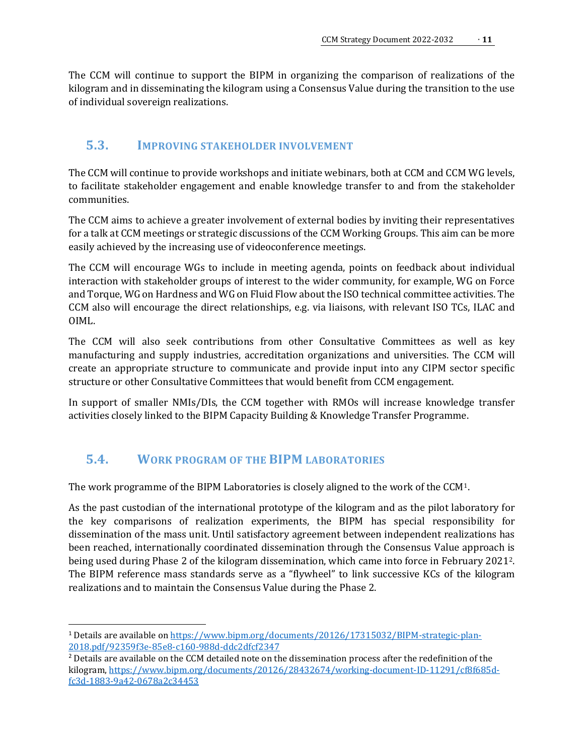The CCM will continue to support the BIPM in organizing the comparison of realizations of the kilogram and in disseminating the kilogram using a Consensus Value during the transition to the use of individual sovereign realizations.

## 5.3. Improving stakeholder involvement

The CCM will continue to provide workshops and initiate webinars, both at CCM and CCM WG levels, to facilitate stakeholder engagement and enable knowledge transfer to and from the stakeholder communities.

The CCM aims to achieve a greater involvement of external bodies by inviting their representatives for a talk at CCM meetings or strategic discussions of the CCM Working Groups. This aim can be more easily achieved by the increasing use of videoconference meetings.

The CCM will encourage WGs to include in meeting agenda, points on feedback about individual interaction with stakeholder groups of interest to the wider community, for example, WG on Force and Torque, WG on Hardness and WG on Fluid Flow about the ISO technical committee activities. The CCM also will encourage the direct relationships, e.g. via liaisons, with relevant ISO TCs, ILAC and OIML.

The CCM will also seek contributions from other Consultative Committees as well as key manufacturing and supply industries, accreditation organizations and universities. The CCM will create an appropriate structure to communicate and provide input into any CIPM sector specific structure or other Consultative Committees that would benefit from CCM engagement.

In support of smaller NMIs/DIs, the CCM together with RMOs will increase knowledge transfer activities closely linked to the BIPM Capacity Building & Knowledge Transfer Programme.

## 5.4. Work program of the BIPM laboratories

The work programme of the BIPM Laboratories is closely aligned to the work of the CCM[1].

As the past custodian of the international prototype of the kilogram and as the pilot laboratory for the key comparisons of realization experiments, the BIPM has special responsibility for dissemination of the mass unit. Until satisfactory agreement between independent realizations has been reached, internationally coordinated dissemination through the Consensus Value approach is being used during Phase 2 of the kilogram dissemination, which came into force in February 2021[2]. The BIPM reference mass standards serve as a "flywheel" to link successive KCs of the kilogram realizations and to maintain the Consensus Value during the Phase 2.

---

[1] Details are available on https://www.bipm.org/documents/20126/17315032/BIPM-strategic-plan-2018.pdf/92359f3e-85e8-c160-988d-ddc2dfcf2347

[2] Details are available on the CCM detailed note on the dissemination process after the redefinition of the kilogram, https://www.bipm.org/documents/20126/28432674/working-document-ID-11291/cf8f685d-fc3d-1883-9a42-0678a2c34453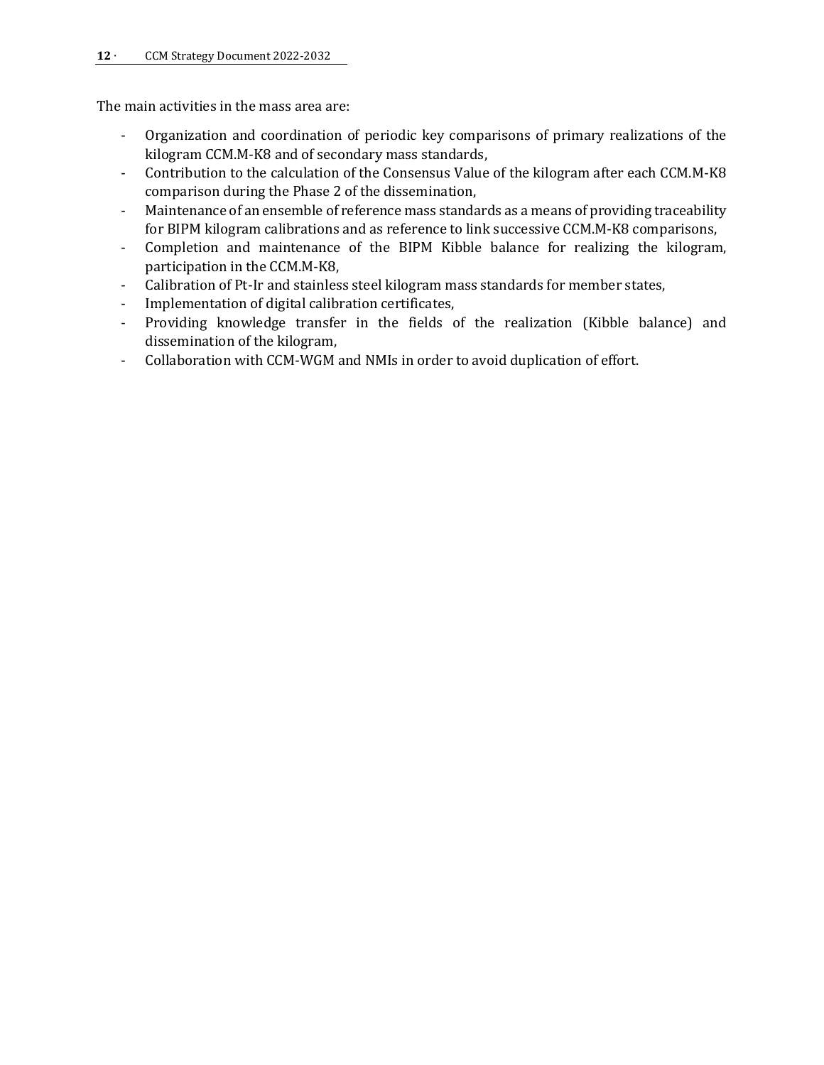The main activities in the mass area are:

- Organization and coordination of periodic key comparisons of primary realizations of the kilogram CCM.M-K8 and of secondary mass standards,
- Contribution to the calculation of the Consensus Value of the kilogram after each CCM.M-K8 comparison during the Phase 2 of the dissemination,
- Maintenance of an ensemble of reference mass standards as a means of providing traceability for BIPM kilogram calibrations and as reference to link successive CCM.M-K8 comparisons,
- Completion and maintenance of the BIPM Kibble balance for realizing the kilogram, participation in the CCM.M-K8,
- Calibration of Pt-Ir and stainless steel kilogram mass standards for member states,
- Implementation of digital calibration certificates,
- Providing knowledge transfer in the fields of the realization (Kibble balance) and dissemination of the kilogram,
- Collaboration with CCM-WGM and NMIs in order to avoid duplication of effort.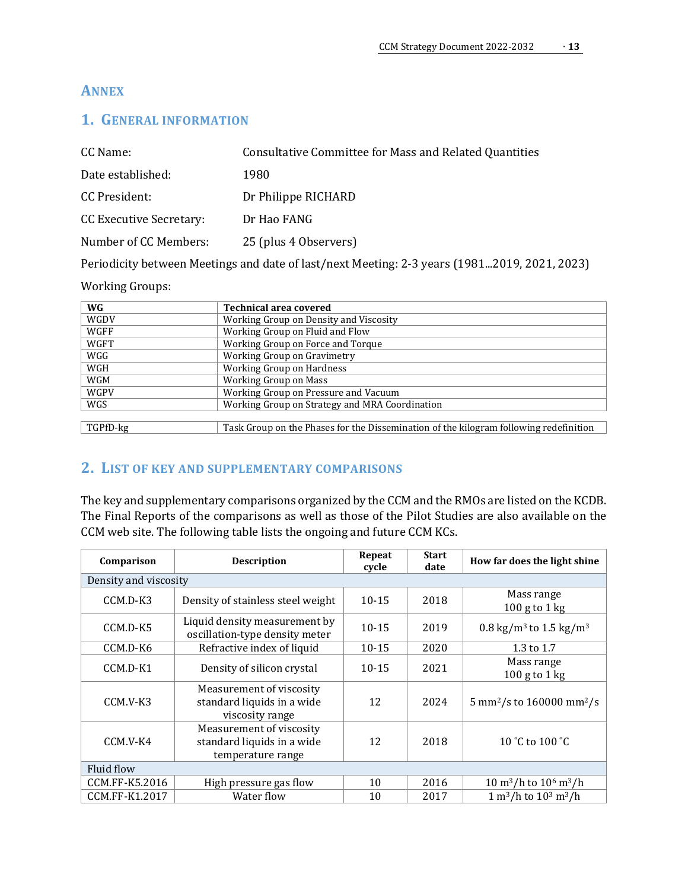# ANNEX

## 1. GENERAL INFORMATION

CC Name: Consultative Committee for Mass and Related Quantities

Date established: 1980

CC President: Dr Philippe RICHARD

CC Executive Secretary: Dr Hao FANG

Number of CC Members: 25 (plus 4 Observers)

Periodicity between Meetings and date of last/next Meeting: 2-3 years (1981...2019, 2021, 2023)

Working Groups:

| WG | Technical area covered |
|---|---|
| WGDV | Working Group on Density and Viscosity |
| WGFF | Working Group on Fluid and Flow |
| WGFT | Working Group on Force and Torque |
| WGG | Working Group on Gravimetry |
| WGH | Working Group on Hardness |
| WGM | Working Group on Mass |
| WGPV | Working Group on Pressure and Vacuum |
| WGS | Working Group on Strategy and MRA Coordination |
| TGPfD-kg | Task Group on the Phases for the Dissemination of the kilogram following redefinition |

## 2. LIST OF KEY AND SUPPLEMENTARY COMPARISONS

The key and supplementary comparisons organized by the CCM and the RMOs are listed on the KCDB. The Final Reports of the comparisons as well as those of the Pilot Studies are also available on the CCM web site. The following table lists the ongoing and future CCM KCs.

| Comparison | Description | Repeat cycle | Start date | How far does the light shine |
|---|---|---|---|---|
| Density and viscosity | | | | |
| CCM.D-K3 | Density of stainless steel weight | 10-15 | 2018 | Mass range 100 g to 1 kg |
| CCM.D-K5 | Liquid density measurement by oscillation-type density meter | 10-15 | 2019 | 0.8 kg/m$^3$ to 1.5 kg/m$^3$ |
| CCM.D-K6 | Refractive index of liquid | 10-15 | 2020 | 1.3 to 1.7 |
| CCM.D-K1 | Density of silicon crystal | 10-15 | 2021 | Mass range 100 g to 1 kg |
| CCM.V-K3 | Measurement of viscosity standard liquids in a wide viscosity range | 12 | 2024 | 5 mm$^2$/s to 160000 mm$^2$/s |
| CCM.V-K4 | Measurement of viscosity standard liquids in a wide temperature range | 12 | 2018 | 10 °C to 100 °C |
| Fluid flow | | | | |
| CCM.FF-K5.2016 | High pressure gas flow | 10 | 2016 | 10 m$^3$/h to 10$^6$ m$^3$/h |
| CCM.FF-K1.2017 | Water flow | 10 | 2017 | 1 m$^3$/h to 10$^3$ m$^3$/h |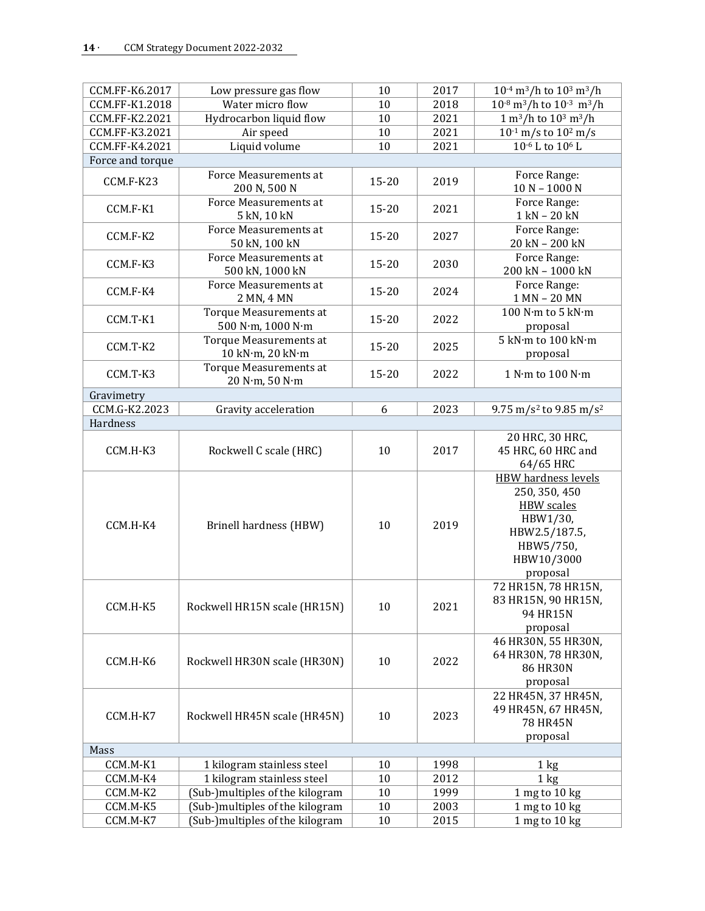| | | | | |
|---|---|---|---|---|
| CCM.FF-K6.2017 | Low pressure gas flow | 10 | 2017 | $10^{-4}$ m$^3$/h to $10^3$ m$^3$/h |
| CCM.FF-K1.2018 | Water micro flow | 10 | 2018 | $10^{-8}$ m$^3$/h to $10^{-3}$ m$^3$/h |
| CCM.FF-K2.2021 | Hydrocarbon liquid flow | 10 | 2021 | 1 m$^3$/h to $10^3$ m$^3$/h |
| CCM.FF-K3.2021 | Air speed | 10 | 2021 | $10^{-1}$ m/s to $10^2$ m/s |
| CCM.FF-K4.2021 | Liquid volume | 10 | 2021 | $10^{-6}$ L to $10^6$ L |
| Force and torque | | | | |
| CCM.F-K23 | Force Measurements at 200 N, 500 N | 15-20 | 2019 | Force Range: 10 N – 1000 N |
| CCM.F-K1 | Force Measurements at 5 kN, 10 kN | 15-20 | 2021 | Force Range: 1 kN – 20 kN |
| CCM.F-K2 | Force Measurements at 50 kN, 100 kN | 15-20 | 2027 | Force Range: 20 kN – 200 kN |
| CCM.F-K3 | Force Measurements at 500 kN, 1000 kN | 15-20 | 2030 | Force Range: 200 kN – 1000 kN |
| CCM.F-K4 | Force Measurements at 2 MN, 4 MN | 15-20 | 2024 | Force Range: 1 MN – 20 MN |
| CCM.T-K1 | Torque Measurements at 500 N·m, 1000 N·m | 15-20 | 2022 | 100 N·m to 5 kN·m proposal |
| CCM.T-K2 | Torque Measurements at 10 kN·m, 20 kN·m | 15-20 | 2025 | 5 kN·m to 100 kN·m proposal |
| CCM.T-K3 | Torque Measurements at 20 N·m, 50 N·m | 15-20 | 2022 | 1 N·m to 100 N·m |
| Gravimetry | | | | |
| CCM.G-K2.2023 | Gravity acceleration | 6 | 2023 | 9.75 m/s$^2$ to 9.85 m/s$^2$ |
| Hardness | | | | |
| CCM.H-K3 | Rockwell C scale (HRC) | 10 | 2017 | 20 HRC, 30 HRC, 45 HRC, 60 HRC and 64/65 HRC |
| CCM.H-K4 | Brinell hardness (HBW) | 10 | 2019 | HBW hardness levels 250, 350, 450 HBW scales HBW1/30, HBW2.5/187.5, HBW5/750, HBW10/3000 proposal |
| CCM.H-K5 | Rockwell HR15N scale (HR15N) | 10 | 2021 | 72 HR15N, 78 HR15N, 83 HR15N, 90 HR15N, 94 HR15N proposal |
| CCM.H-K6 | Rockwell HR30N scale (HR30N) | 10 | 2022 | 46 HR30N, 55 HR30N, 64 HR30N, 78 HR30N, 86 HR30N proposal |
| CCM.H-K7 | Rockwell HR45N scale (HR45N) | 10 | 2023 | 22 HR45N, 37 HR45N, 49 HR45N, 67 HR45N, 78 HR45N proposal |
| Mass | | | | |
| CCM.M-K1 | 1 kilogram stainless steel | 10 | 1998 | 1 kg |
| CCM.M-K4 | 1 kilogram stainless steel | 10 | 2012 | 1 kg |
| CCM.M-K2 | (Sub-)multiples of the kilogram | 10 | 1999 | 1 mg to 10 kg |
| CCM.M-K5 | (Sub-)multiples of the kilogram | 10 | 2003 | 1 mg to 10 kg |
| CCM.M-K7 | (Sub-)multiples of the kilogram | 10 | 2015 | 1 mg to 10 kg |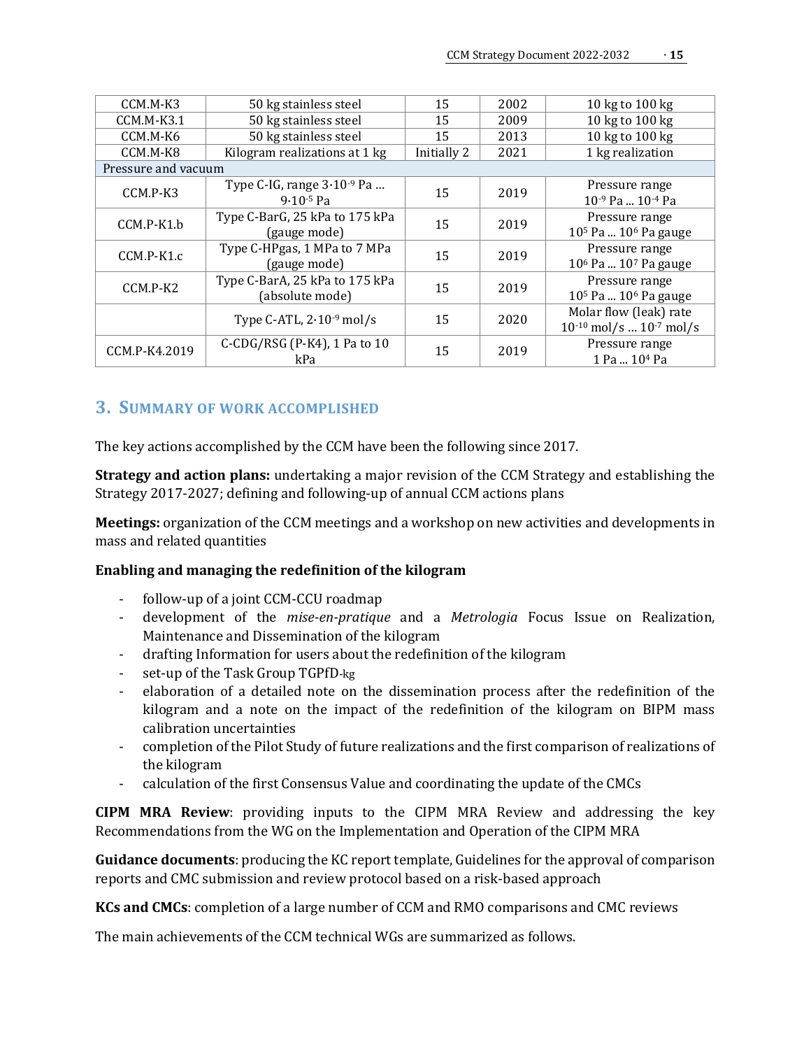| | | | | |
|---|---|---|---|---|
| CCM.M-K3 | 50 kg stainless steel | 15 | 2002 | 10 kg to 100 kg |
| CCM.M-K3.1 | 50 kg stainless steel | 15 | 2009 | 10 kg to 100 kg |
| CCM.M-K6 | 50 kg stainless steel | 15 | 2013 | 10 kg to 100 kg |
| CCM.M-K8 | Kilogram realizations at 1 kg | Initially 2 | 2021 | 1 kg realization |
| Pressure and vacuum | | | | |
| CCM.P-K3 | Type C-IG, range $3{\cdot}10^{-9}$ Pa … $9{\cdot}10^{-5}$ Pa | 15 | 2019 | Pressure range $10^{-9}$ Pa ... $10^{-4}$ Pa |
| CCM.P-K1.b | Type C-BarG, 25 kPa to 175 kPa (gauge mode) | 15 | 2019 | Pressure range $10^{5}$ Pa ... $10^{6}$ Pa gauge |
| CCM.P-K1.c | Type C-HPgas, 1 MPa to 7 MPa (gauge mode) | 15 | 2019 | Pressure range $10^{6}$ Pa ... $10^{7}$ Pa gauge |
| CCM.P-K2 | Type C-BarA, 25 kPa to 175 kPa (absolute mode) | 15 | 2019 | Pressure range $10^{5}$ Pa ... $10^{6}$ Pa gauge |
| | Type C-ATL, $2{\cdot}10^{-9}$ mol/s | 15 | 2020 | Molar flow (leak) rate $10^{-10}$ mol/s ... $10^{-7}$ mol/s |
| CCM.P-K4.2019 | C-CDG/RSG (P-K4), 1 Pa to 10 kPa | 15 | 2019 | Pressure range 1 Pa ... $10^{4}$ Pa |

## 3. Summary of work accomplished

The key actions accomplished by the CCM have been the following since 2017.

**Strategy and action plans:** undertaking a major revision of the CCM Strategy and establishing the Strategy 2017-2027; defining and following-up of annual CCM actions plans

**Meetings:** organization of the CCM meetings and a workshop on new activities and developments in mass and related quantities

**Enabling and managing the redefinition of the kilogram**

- follow-up of a joint CCM-CCU roadmap
- development of the *mise-en-pratique* and a *Metrologia* Focus Issue on Realization, Maintenance and Dissemination of the kilogram
- drafting Information for users about the redefinition of the kilogram
- set-up of the Task Group TGPfD-kg
- elaboration of a detailed note on the dissemination process after the redefinition of the kilogram and a note on the impact of the redefinition of the kilogram on BIPM mass calibration uncertainties
- completion of the Pilot Study of future realizations and the first comparison of realizations of the kilogram
- calculation of the first Consensus Value and coordinating the update of the CMCs

**CIPM MRA Review**: providing inputs to the CIPM MRA Review and addressing the key Recommendations from the WG on the Implementation and Operation of the CIPM MRA

**Guidance documents**: producing the KC report template, Guidelines for the approval of comparison reports and CMC submission and review protocol based on a risk-based approach

**KCs and CMCs**: completion of a large number of CCM and RMO comparisons and CMC reviews

The main achievements of the CCM technical WGs are summarized as follows.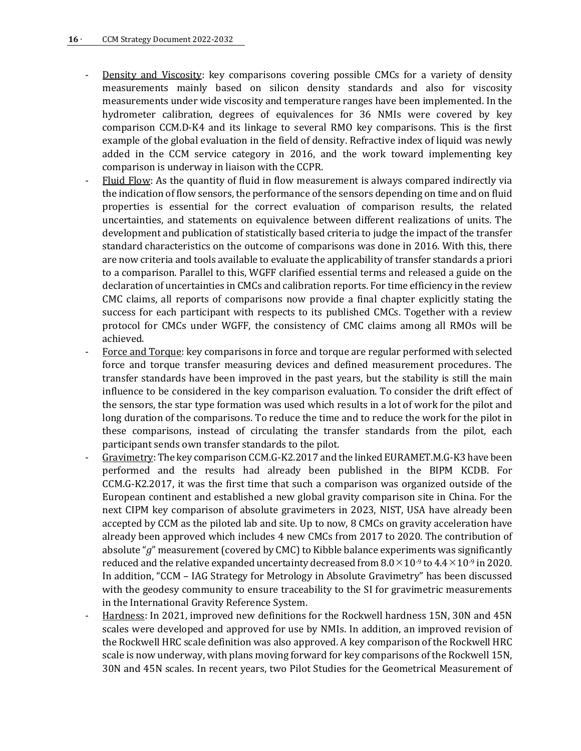- Density and Viscosity: key comparisons covering possible CMCs for a variety of density measurements mainly based on silicon density standards and also for viscosity measurements under wide viscosity and temperature ranges have been implemented. In the hydrometer calibration, degrees of equivalences for 36 NMIs were covered by key comparison CCM.D-K4 and its linkage to several RMO key comparisons. This is the first example of the global evaluation in the field of density. Refractive index of liquid was newly added in the CCM service category in 2016, and the work toward implementing key comparison is underway in liaison with the CCPR.
- Fluid Flow: As the quantity of fluid in flow measurement is always compared indirectly via the indication of flow sensors, the performance of the sensors depending on time and on fluid properties is essential for the correct evaluation of comparison results, the related uncertainties, and statements on equivalence between different realizations of units. The development and publication of statistically based criteria to judge the impact of the transfer standard characteristics on the outcome of comparisons was done in 2016. With this, there are now criteria and tools available to evaluate the applicability of transfer standards a priori to a comparison. Parallel to this, WGFF clarified essential terms and released a guide on the declaration of uncertainties in CMCs and calibration reports. For time efficiency in the review CMC claims, all reports of comparisons now provide a final chapter explicitly stating the success for each participant with respects to its published CMCs. Together with a review protocol for CMCs under WGFF, the consistency of CMC claims among all RMOs will be achieved.
- Force and Torque: key comparisons in force and torque are regular performed with selected force and torque transfer measuring devices and defined measurement procedures. The transfer standards have been improved in the past years, but the stability is still the main influence to be considered in the key comparison evaluation. To consider the drift effect of the sensors, the star type formation was used which results in a lot of work for the pilot and long duration of the comparisons. To reduce the time and to reduce the work for the pilot in these comparisons, instead of circulating the transfer standards from the pilot, each participant sends own transfer standards to the pilot.
- Gravimetry: The key comparison CCM.G-K2.2017 and the linked EURAMET.M.G-K3 have been performed and the results had already been published in the BIPM KCDB. For CCM.G-K2.2017, it was the first time that such a comparison was organized outside of the European continent and established a new global gravity comparison site in China. For the next CIPM key comparison of absolute gravimeters in 2023, NIST, USA have already been accepted by CCM as the piloted lab and site. Up to now, 8 CMCs on gravity acceleration have already been approved which includes 4 new CMCs from 2017 to 2020. The contribution of absolute "*g*" measurement (covered by CMC) to Kibble balance experiments was significantly reduced and the relative expanded uncertainty decreased from $8.0 \times 10^{-9}$ to $4.4 \times 10^{-9}$ in 2020. In addition, "CCM – IAG Strategy for Metrology in Absolute Gravimetry" has been discussed with the geodesy community to ensure traceability to the SI for gravimetric measurements in the International Gravity Reference System.
- Hardness: In 2021, improved new definitions for the Rockwell hardness 15N, 30N and 45N scales were developed and approved for use by NMIs. In addition, an improved revision of the Rockwell HRC scale definition was also approved. A key comparison of the Rockwell HRC scale is now underway, with plans moving forward for key comparisons of the Rockwell 15N, 30N and 45N scales. In recent years, two Pilot Studies for the Geometrical Measurement of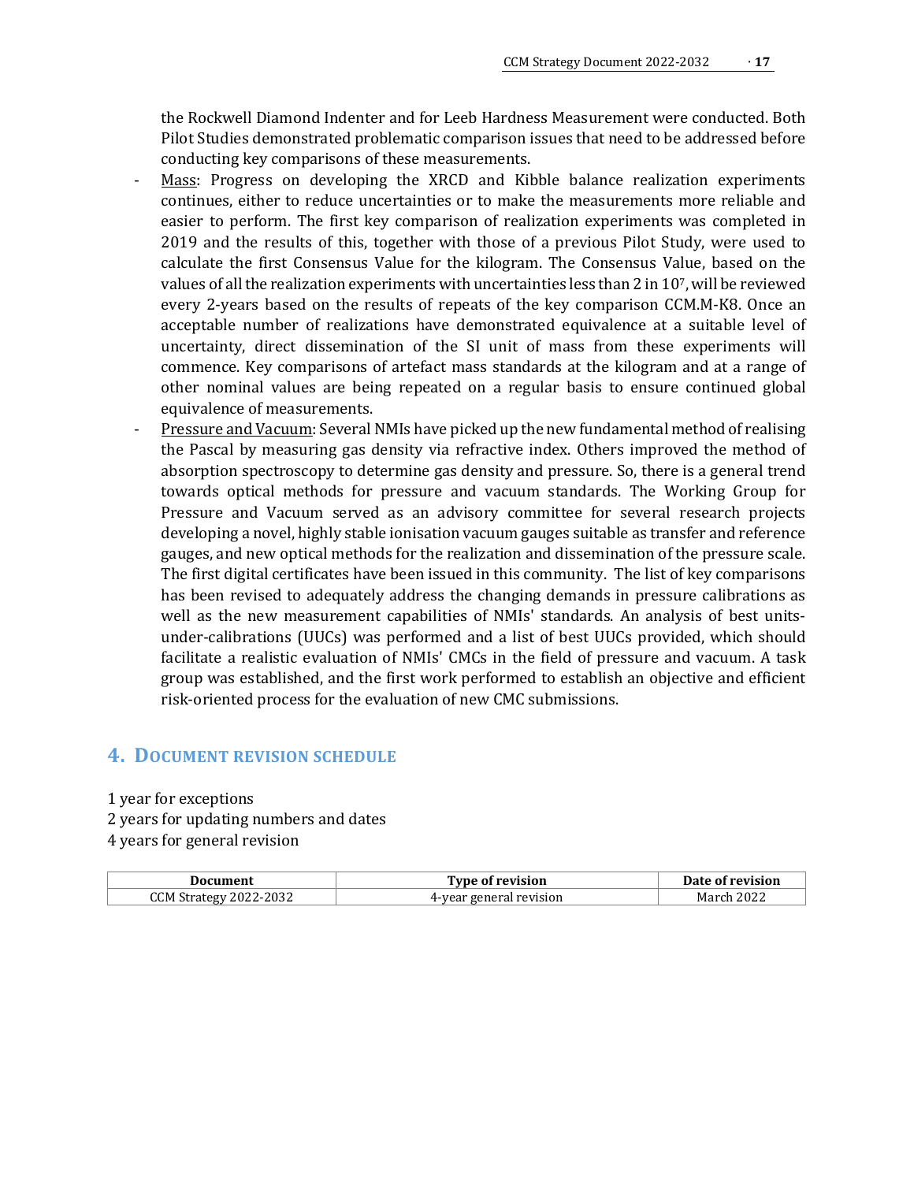the Rockwell Diamond Indenter and for Leeb Hardness Measurement were conducted. Both Pilot Studies demonstrated problematic comparison issues that need to be addressed before conducting key comparisons of these measurements.

- Mass: Progress on developing the XRCD and Kibble balance realization experiments continues, either to reduce uncertainties or to make the measurements more reliable and easier to perform. The first key comparison of realization experiments was completed in 2019 and the results of this, together with those of a previous Pilot Study, were used to calculate the first Consensus Value for the kilogram. The Consensus Value, based on the values of all the realization experiments with uncertainties less than 2 in $10^7$, will be reviewed every 2-years based on the results of repeats of the key comparison CCM.M-K8. Once an acceptable number of realizations have demonstrated equivalence at a suitable level of uncertainty, direct dissemination of the SI unit of mass from these experiments will commence. Key comparisons of artefact mass standards at the kilogram and at a range of other nominal values are being repeated on a regular basis to ensure continued global equivalence of measurements.
- Pressure and Vacuum: Several NMIs have picked up the new fundamental method of realising the Pascal by measuring gas density via refractive index. Others improved the method of absorption spectroscopy to determine gas density and pressure. So, there is a general trend towards optical methods for pressure and vacuum standards. The Working Group for Pressure and Vacuum served as an advisory committee for several research projects developing a novel, highly stable ionisation vacuum gauges suitable as transfer and reference gauges, and new optical methods for the realization and dissemination of the pressure scale. The first digital certificates have been issued in this community. The list of key comparisons has been revised to adequately address the changing demands in pressure calibrations as well as the new measurement capabilities of NMIs' standards. An analysis of best units-under-calibrations (UUCs) was performed and a list of best UUCs provided, which should facilitate a realistic evaluation of NMIs' CMCs in the field of pressure and vacuum. A task group was established, and the first work performed to establish an objective and efficient risk-oriented process for the evaluation of new CMC submissions.

## 4. Document revision schedule

1 year for exceptions
2 years for updating numbers and dates
4 years for general revision

| Document | Type of revision | Date of revision |
|---|---|---|
| CCM Strategy 2022-2032 | 4-year general revision | March 2022 |